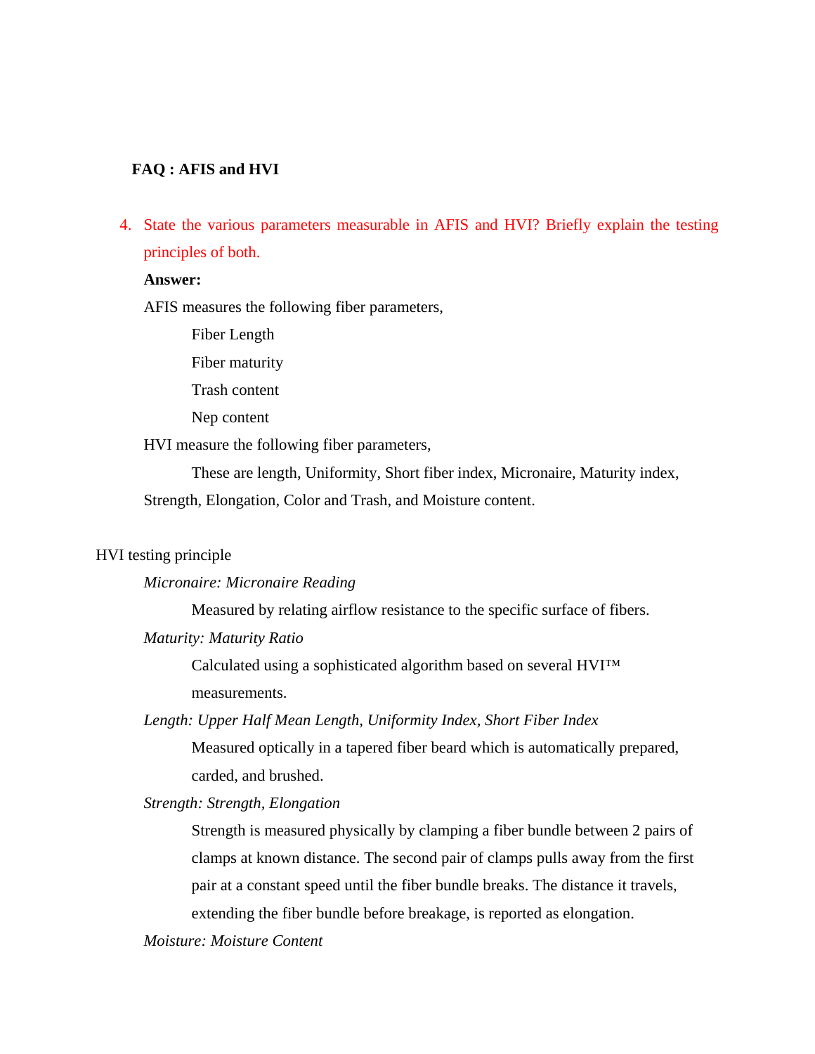**FAQ : AFIS and HVI**

4. State the various parameters measurable in AFIS and HVI? Briefly explain the testing principles of both.

   **Answer:**

   AFIS measures the following fiber parameters,

   Fiber Length

   Fiber maturity

   Trash content

   Nep content

   HVI measure the following fiber parameters,

   These are length, Uniformity, Short fiber index, Micronaire, Maturity index, Strength, Elongation, Color and Trash, and Moisture content.

HVI testing principle

*Micronaire: Micronaire Reading*

Measured by relating airflow resistance to the specific surface of fibers.

*Maturity: Maturity Ratio*

Calculated using a sophisticated algorithm based on several HVI™ measurements.

*Length: Upper Half Mean Length, Uniformity Index, Short Fiber Index*

Measured optically in a tapered fiber beard which is automatically prepared, carded, and brushed.

*Strength: Strength, Elongation*

Strength is measured physically by clamping a fiber bundle between 2 pairs of clamps at known distance. The second pair of clamps pulls away from the first pair at a constant speed until the fiber bundle breaks. The distance it travels, extending the fiber bundle before breakage, is reported as elongation.

*Moisture: Moisture Content*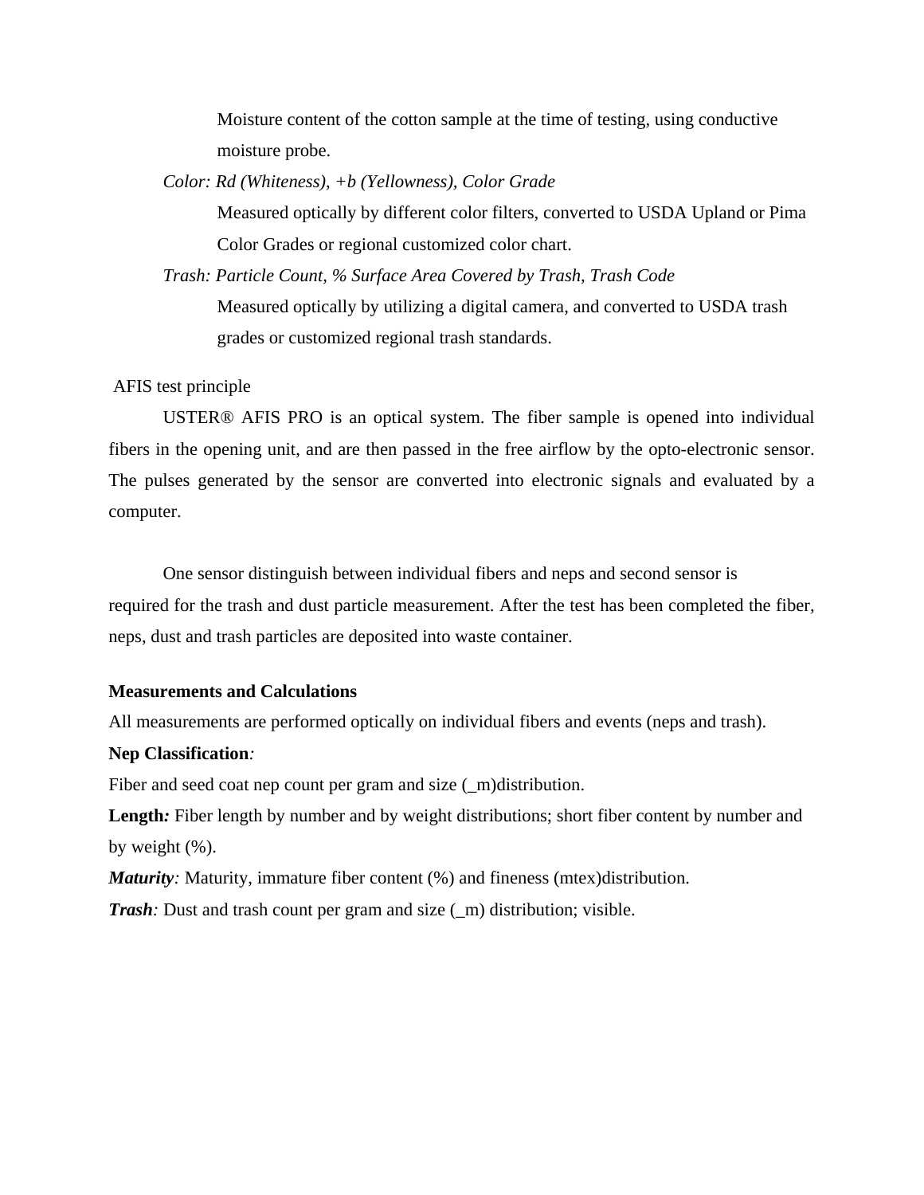Moisture content of the cotton sample at the time of testing, using conductive moisture probe.

*Color: Rd (Whiteness), +b (Yellowness), Color Grade*

Measured optically by different color filters, converted to USDA Upland or Pima Color Grades or regional customized color chart.

*Trash: Particle Count, % Surface Area Covered by Trash, Trash Code*

Measured optically by utilizing a digital camera, and converted to USDA trash grades or customized regional trash standards.

AFIS test principle

USTER® AFIS PRO is an optical system. The fiber sample is opened into individual fibers in the opening unit, and are then passed in the free airflow by the opto-electronic sensor. The pulses generated by the sensor are converted into electronic signals and evaluated by a computer.

One sensor distinguish between individual fibers and neps and second sensor is required for the trash and dust particle measurement. After the test has been completed the fiber, neps, dust and trash particles are deposited into waste container.

**Measurements and Calculations**

All measurements are performed optically on individual fibers and events (neps and trash).

**Nep Classification***:*

Fiber and seed coat nep count per gram and size (_m)distribution.

**Length***:* Fiber length by number and by weight distributions; short fiber content by number and by weight (%).

***Maturity****:* Maturity, immature fiber content (%) and fineness (mtex)distribution.

***Trash****:* Dust and trash count per gram and size (_m) distribution; visible.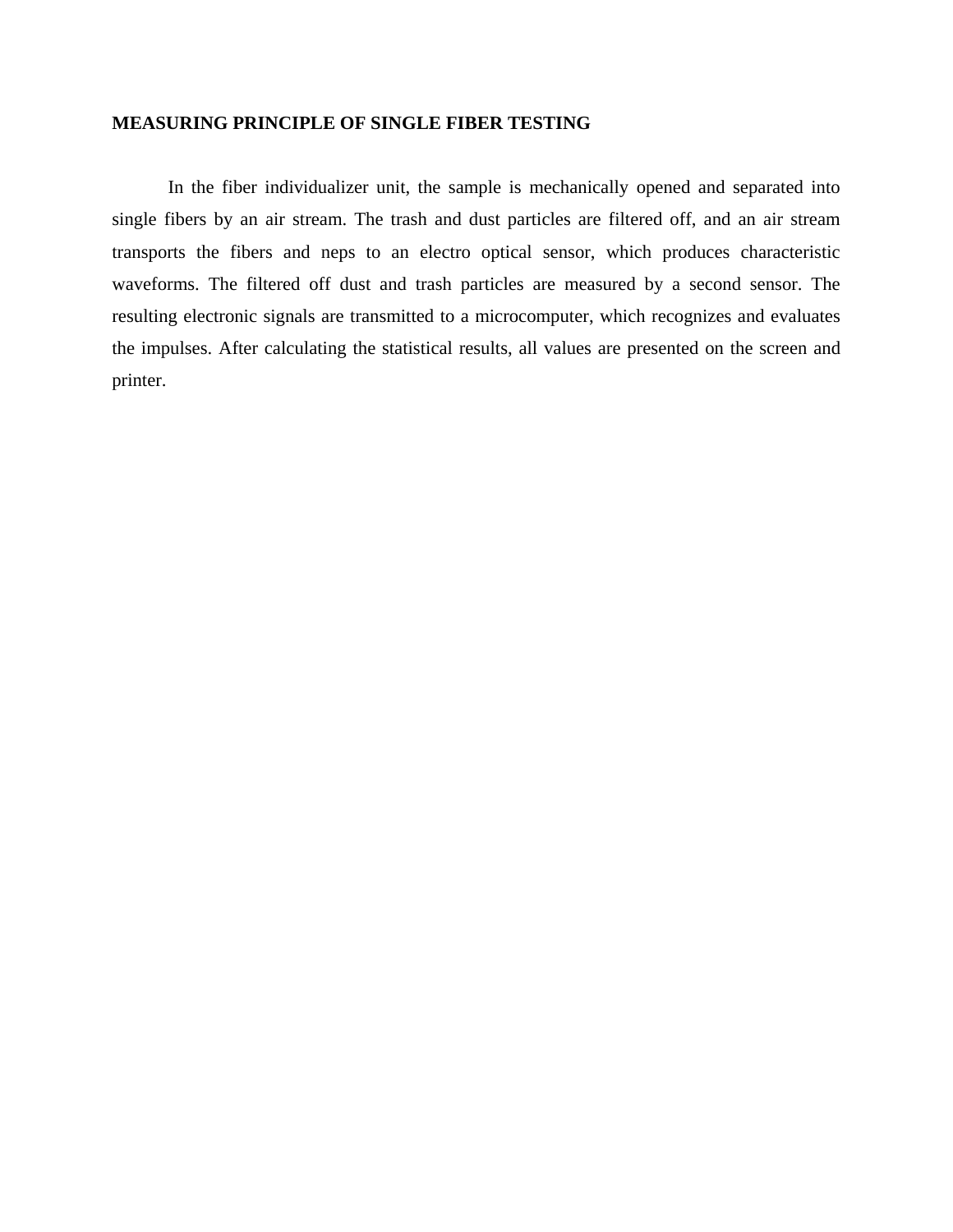## MEASURING PRINCIPLE OF SINGLE FIBER TESTING

In the fiber individualizer unit, the sample is mechanically opened and separated into single fibers by an air stream. The trash and dust particles are filtered off, and an air stream transports the fibers and neps to an electro optical sensor, which produces characteristic waveforms. The filtered off dust and trash particles are measured by a second sensor. The resulting electronic signals are transmitted to a microcomputer, which recognizes and evaluates the impulses. After calculating the statistical results, all values are presented on the screen and printer.